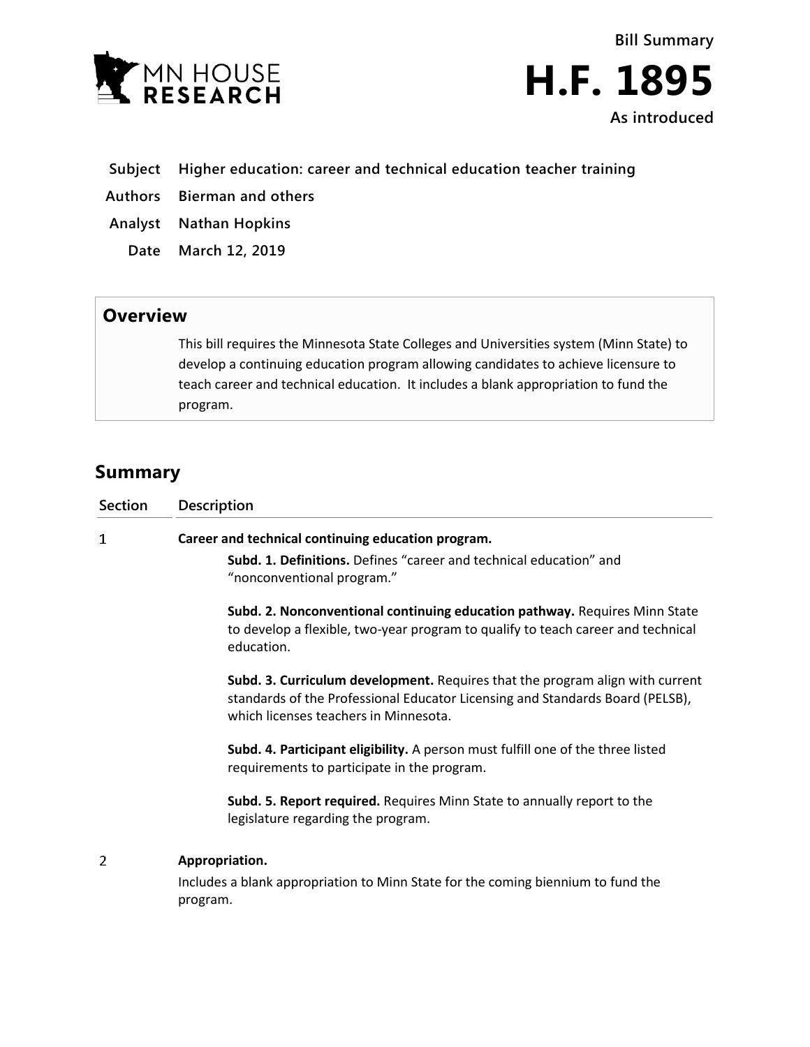MN HOUSE RESEARCH

Bill Summary

# H.F. 1895

As introduced

**Subject** Higher education: career and technical education teacher training

**Authors** Bierman and others

**Analyst** Nathan Hopkins

**Date** March 12, 2019

## Overview

This bill requires the Minnesota State Colleges and Universities system (Minn State) to develop a continuing education program allowing candidates to achieve licensure to teach career and technical education. It includes a blank appropriation to fund the program.

## Summary

| Section | Description |
|---|---|
| 1 | **Career and technical continuing education program.**<br><br>**Subd. 1. Definitions.** Defines "career and technical education" and "nonconventional program."<br><br>**Subd. 2. Nonconventional continuing education pathway.** Requires Minn State to develop a flexible, two-year program to qualify to teach career and technical education.<br><br>**Subd. 3. Curriculum development.** Requires that the program align with current standards of the Professional Educator Licensing and Standards Board (PELSB), which licenses teachers in Minnesota.<br><br>**Subd. 4. Participant eligibility.** A person must fulfill one of the three listed requirements to participate in the program.<br><br>**Subd. 5. Report required.** Requires Minn State to annually report to the legislature regarding the program. |
| 2 | **Appropriation.**<br><br>Includes a blank appropriation to Minn State for the coming biennium to fund the program. |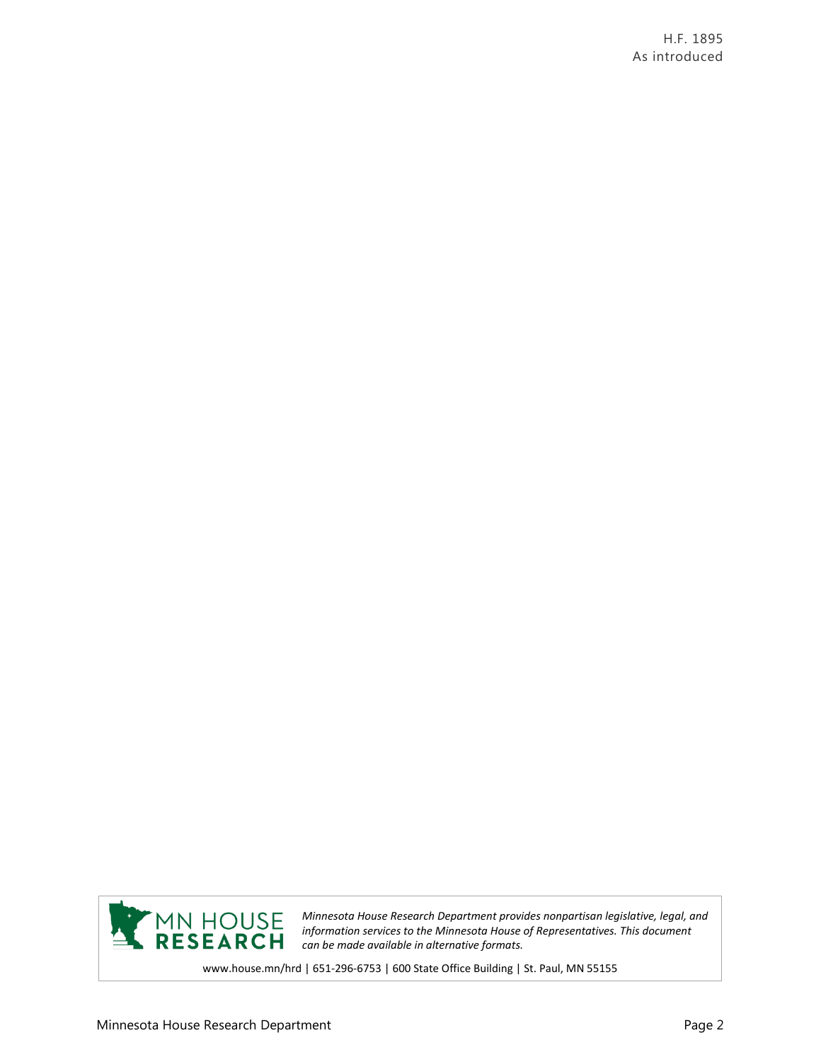MN HOUSE RESEARCH

*Minnesota House Research Department provides nonpartisan legislative, legal, and information services to the Minnesota House of Representatives. This document can be made available in alternative formats.*

www.house.mn/hrd | 651-296-6753 | 600 State Office Building | St. Paul, MN 55155